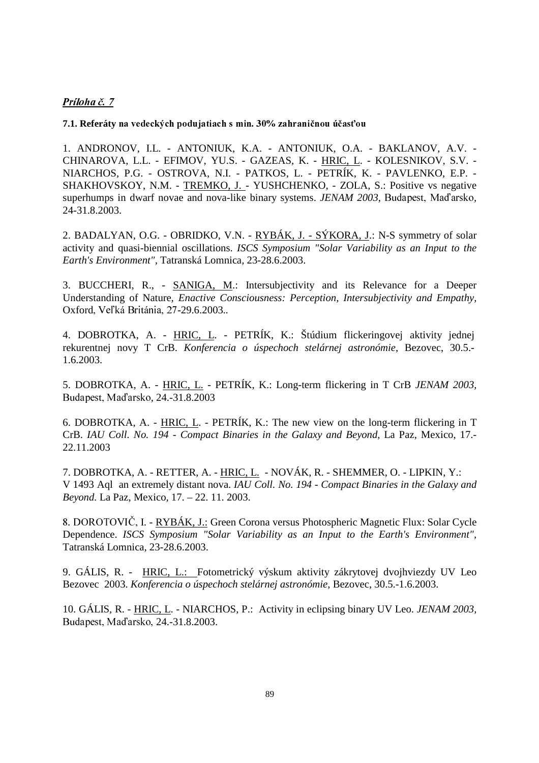***Príloha č. 7***

**7.1. Referáty na vedeckých podujatiach s min. 30% zahraničnou účasťou**

1. ANDRONOV, I.L. - ANTONIUK, K.A. - ANTONIUK, O.A. - BAKLANOV, A.V. - CHINAROVA, L.L. - EFIMOV, YU.S. - GAZEAS, K. - HRIC, L. - KOLESNIKOV, S.V. - NIARCHOS, P.G. - OSTROVA, N.I. - PATKOS, L. - PETRÍK, K. - PAVLENKO, E.P. - SHAKHOVSKOY, N.M. - TREMKO, J. - YUSHCHENKO, - ZOLA, S.: Positive vs negative superhumps in dwarf novae and nova-like binary systems. *JENAM 2003*, Budapest, Maďarsko, 24-31.8.2003.

2. BADALYAN, O.G. - OBRIDKO, V.N. - RYBÁK, J. - SÝKORA, J.: N-S symmetry of solar activity and quasi-biennial oscillations. *ISCS Symposium "Solar Variability as an Input to the Earth's Environment"*, Tatranská Lomnica, 23-28.6.2003.

3. BUCCHERI, R., - SANIGA, M.: Intersubjectivity and its Relevance for a Deeper Understanding of Nature, *Enactive Consciousness: Perception, Intersubjectivity and Empathy*, Oxford, Veľká Británia, 27-29.6.2003..

4. DOBROTKA, A. - HRIC, L. - PETRÍK, K.: Štúdium flickeringovej aktivity jednej rekurentnej novy T CrB. *Konferencia o úspechoch stelárnej astronómie*, Bezovec, 30.5.-1.6.2003.

5. DOBROTKA, A. - HRIC, L. - PETRÍK, K.: Long-term flickering in T CrB *JENAM 2003*, Budapest, Maďarsko, 24.-31.8.2003

6. DOBROTKA, A. - HRIC, L. - PETRÍK, K.: The new view on the long-term flickering in T CrB. *IAU Coll. No. 194 - Compact Binaries in the Galaxy and Beyond*, La Paz, Mexico, 17.-22.11.2003

7. DOBROTKA, A. - RETTER, A. - HRIC, L. - NOVÁK, R. - SHEMMER, O. - LIPKIN, Y.: V 1493 Aql an extremely distant nova. *IAU Coll. No. 194 - Compact Binaries in the Galaxy and Beyond*. La Paz, Mexico, 17. – 22. 11. 2003.

8. DOROTOVIČ, I. - RYBÁK, J.: Green Corona versus Photospheric Magnetic Flux: Solar Cycle Dependence. *ISCS Symposium "Solar Variability as an Input to the Earth's Environment"*, Tatranská Lomnica, 23-28.6.2003.

9. GÁLIS, R. - HRIC, L.: Fotometrický výskum aktivity zákrytovej dvojhviezdy UV Leo Bezovec 2003. *Konferencia o úspechoch stelárnej astronómie*, Bezovec, 30.5.-1.6.2003.

10. GÁLIS, R. - HRIC, L. - NIARCHOS, P.: Activity in eclipsing binary UV Leo. *JENAM 2003*, Budapest, Maďarsko, 24.-31.8.2003.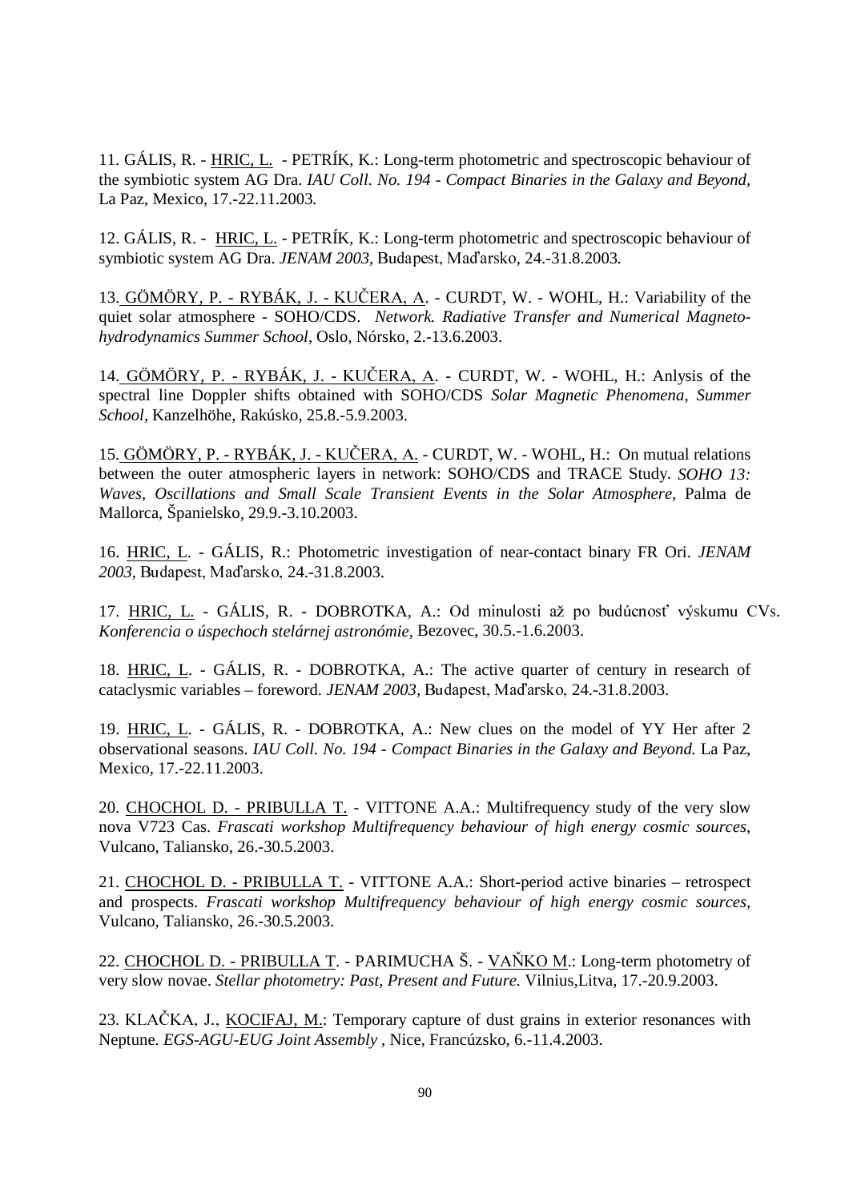11. GÁLIS, R. - HRIC, L. - PETRÍK, K.: Long-term photometric and spectroscopic behaviour of the symbiotic system AG Dra. *IAU Coll. No. 194 - Compact Binaries in the Galaxy and Beyond*, La Paz, Mexico, 17.-22.11.2003.

12. GÁLIS, R. - HRIC, L. - PETRÍK, K.: Long-term photometric and spectroscopic behaviour of symbiotic system AG Dra. *JENAM 2003*, Budapest, Maďarsko, 24.-31.8.2003.

13. GÖMÖRY, P. - RYBÁK, J. - KUČERA, A. - CURDT, W. - WOHL, H.: Variability of the quiet solar atmosphere - SOHO/CDS. *Network. Radiative Transfer and Numerical Magneto-hydrodynamics Summer School*, Oslo, Nórsko, 2.-13.6.2003.

14. GÖMÖRY, P. - RYBÁK, J. - KUČERA, A. - CURDT, W. - WOHL, H.: Anlysis of the spectral line Doppler shifts obtained with SOHO/CDS *Solar Magnetic Phenomena, Summer School*, Kanzelhöhe, Rakúsko, 25.8.-5.9.2003.

15. GÖMÖRY, P. - RYBÁK, J. - KUČERA, A. - CURDT, W. - WOHL, H.: On mutual relations between the outer atmospheric layers in network: SOHO/CDS and TRACE Study. *SOHO 13: Waves, Oscillations and Small Scale Transient Events in the Solar Atmosphere*, Palma de Mallorca, Španielsko, 29.9.-3.10.2003.

16. HRIC, L. - GÁLIS, R.: Photometric investigation of near-contact binary FR Ori. *JENAM 2003*, Budapest, Maďarsko, 24.-31.8.2003.

17. HRIC, L. - GÁLIS, R. - DOBROTKA, A.: Od minulosti až po budúcnosť výskumu CVs. *Konferencia o úspechoch stelárnej astronómie*, Bezovec, 30.5.-1.6.2003.

18. HRIC, L. - GÁLIS, R. - DOBROTKA, A.: The active quarter of century in research of cataclysmic variables – foreword. *JENAM 2003*, Budapest, Maďarsko, 24.-31.8.2003.

19. HRIC, L. - GÁLIS, R. - DOBROTKA, A.: New clues on the model of YY Her after 2 observational seasons. *IAU Coll. No. 194 - Compact Binaries in the Galaxy and Beyond.* La Paz, Mexico, 17.-22.11.2003.

20. CHOCHOL D. - PRIBULLA T. - VITTONE A.A.: Multifrequency study of the very slow nova V723 Cas. *Frascati workshop Multifrequency behaviour of high energy cosmic sources*, Vulcano, Taliansko, 26.-30.5.2003.

21. CHOCHOL D. - PRIBULLA T. - VITTONE A.A.: Short-period active binaries – retrospect and prospects. *Frascati workshop Multifrequency behaviour of high energy cosmic sources*, Vulcano, Taliansko, 26.-30.5.2003.

22. CHOCHOL D. - PRIBULLA T. - PARIMUCHA Š. - VAŇKO M.: Long-term photometry of very slow novae. *Stellar photometry: Past, Present and Future.* Vilnius,Litva, 17.-20.9.2003.

23. KLAČKA, J., KOCIFAJ, M.: Temporary capture of dust grains in exterior resonances with Neptune. *EGS-AGU-EUG Joint Assembly* , Nice, Francúzsko, 6.-11.4.2003.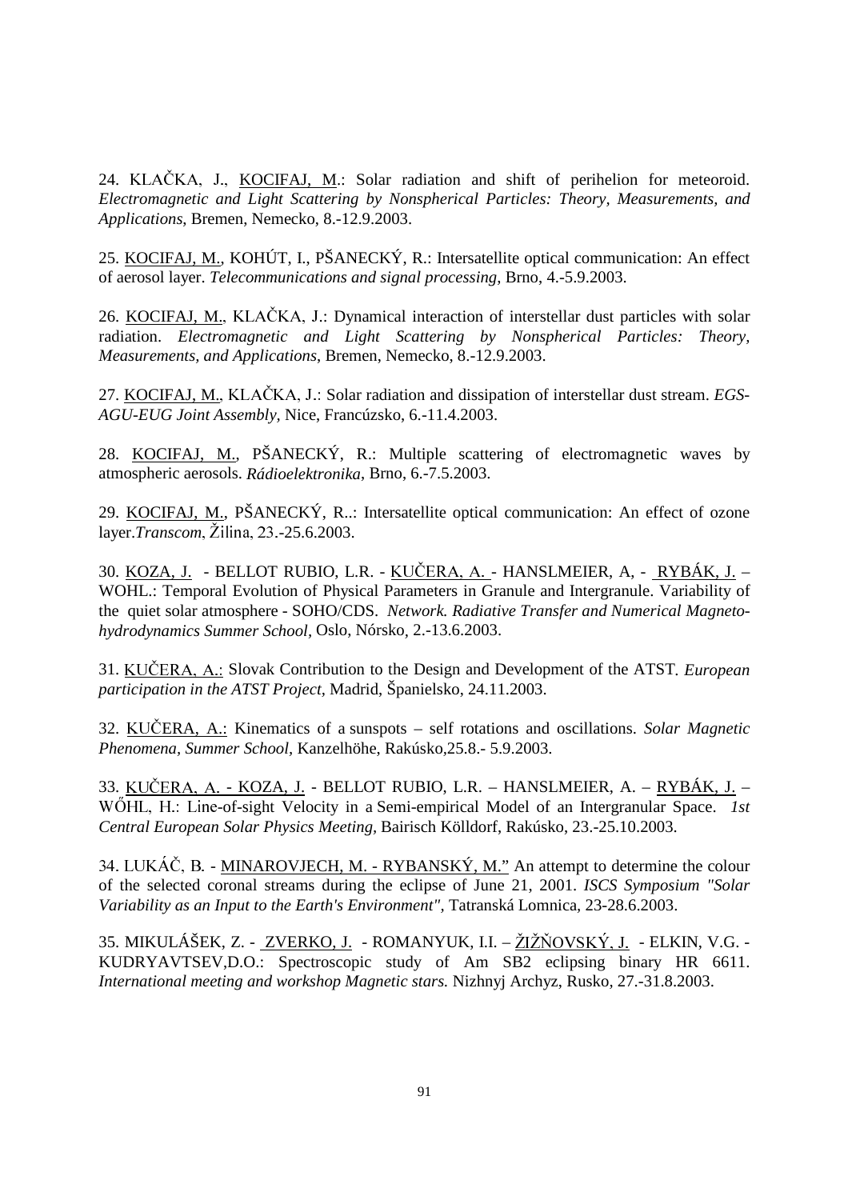24. KLAČKA, J., KOCIFAJ, M.: Solar radiation and shift of perihelion for meteoroid. *Electromagnetic and Light Scattering by Nonspherical Particles: Theory, Measurements, and Applications*, Bremen, Nemecko, 8.-12.9.2003.

25. KOCIFAJ, M., KOHÚT, I., PŠANECKÝ, R.: Intersatellite optical communication: An effect of aerosol layer. *Telecommunications and signal processing*, Brno, 4.-5.9.2003.

26. KOCIFAJ, M., KLAČKA, J.: Dynamical interaction of interstellar dust particles with solar radiation. *Electromagnetic and Light Scattering by Nonspherical Particles: Theory, Measurements, and Applications*, Bremen, Nemecko, 8.-12.9.2003.

27. KOCIFAJ, M., KLAČKA, J.: Solar radiation and dissipation of interstellar dust stream. *EGS-AGU-EUG Joint Assembly*, Nice, Francúzsko, 6.-11.4.2003.

28. KOCIFAJ, M., PŠANECKÝ, R.: Multiple scattering of electromagnetic waves by atmospheric aerosols. *Rádioelektronika*, Brno, 6.-7.5.2003.

29. KOCIFAJ, M., PŠANECKÝ, R..: Intersatellite optical communication: An effect of ozone layer.*Transcom*, Žilina, 23.-25.6.2003.

30. KOZA, J. - BELLOT RUBIO, L.R. - KUČERA, A. - HANSLMEIER, A, - RYBÁK, J. – WOHL.: Temporal Evolution of Physical Parameters in Granule and Intergranule. Variability of the quiet solar atmosphere - SOHO/CDS. *Network. Radiative Transfer and Numerical Magneto-hydrodynamics Summer School*, Oslo, Nórsko, 2.-13.6.2003.

31. KUČERA, A.: Slovak Contribution to the Design and Development of the ATST. *European participation in the ATST Project*, Madrid, Španielsko, 24.11.2003.

32. KUČERA, A.: Kinematics of a sunspots – self rotations and oscillations. *Solar Magnetic Phenomena, Summer School*, Kanzelhöhe, Rakúsko,25.8.- 5.9.2003.

33. KUČERA, A. - KOZA, J. - BELLOT RUBIO, L.R. – HANSLMEIER, A. – RYBÁK, J. – WŐHL, H.: Line-of-sight Velocity in a Semi-empirical Model of an Intergranular Space. *1st Central European Solar Physics Meeting*, Bairisch Kölldorf, Rakúsko, 23.-25.10.2003.

34. LUKÁČ, B. - MINAROVJECH, M. - RYBANSKÝ, M." An attempt to determine the colour of the selected coronal streams during the eclipse of June 21, 2001. *ISCS Symposium "Solar Variability as an Input to the Earth's Environment"*, Tatranská Lomnica, 23-28.6.2003.

35. MIKULÁŠEK, Z. - ZVERKO, J. - ROMANYUK, I.I. – ŽIŽŇOVSKÝ, J. - ELKIN, V.G. - KUDRYAVTSEV,D.O.: Spectroscopic study of Am SB2 eclipsing binary HR 6611. *International meeting and workshop Magnetic stars.* Nizhnyj Archyz, Rusko, 27.-31.8.2003.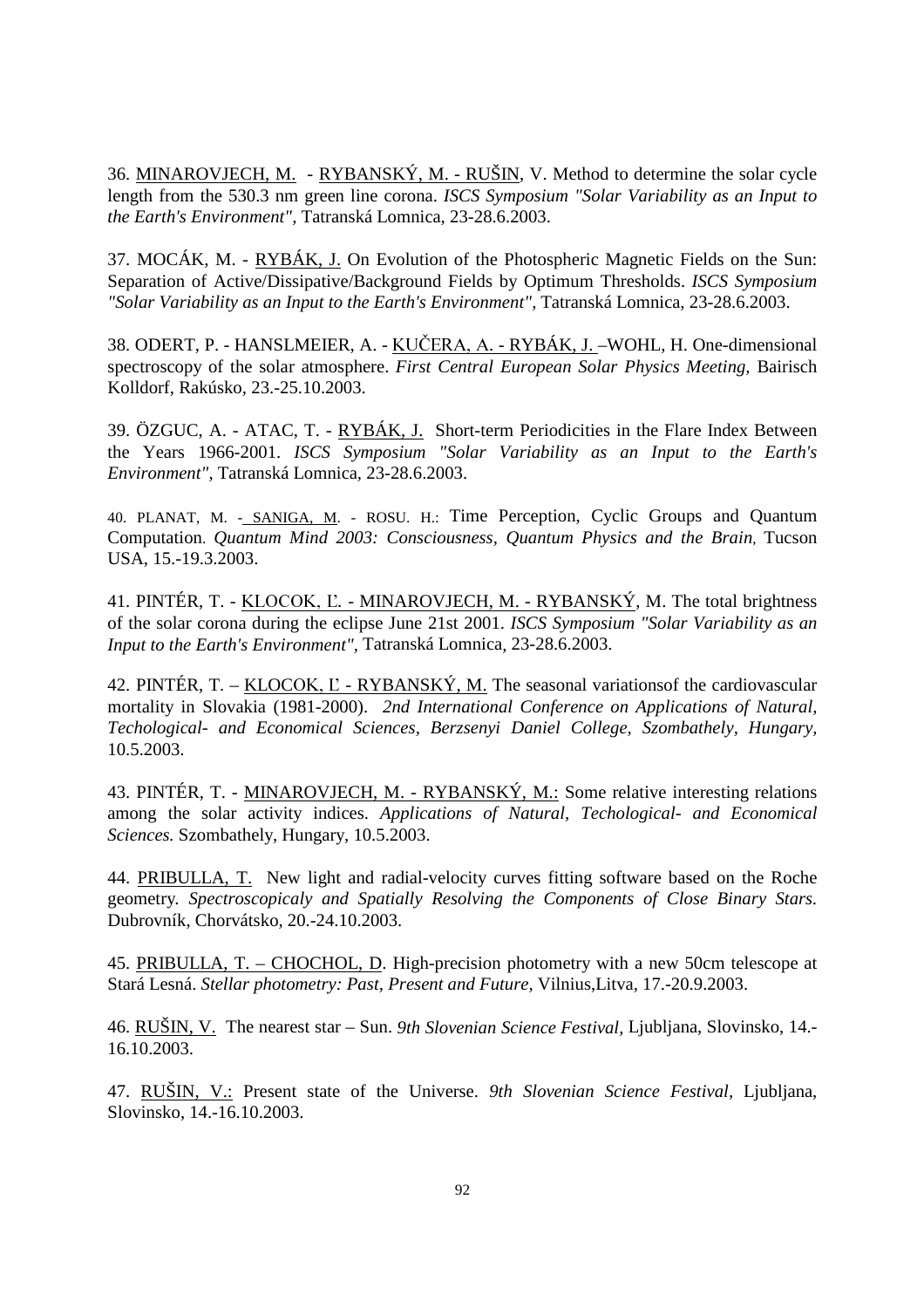36. MINAROVJECH, M. - RYBANSKÝ, M. - RUŠIN, V. Method to determine the solar cycle length from the 530.3 nm green line corona. *ISCS Symposium "Solar Variability as an Input to the Earth's Environment"*, Tatranská Lomnica, 23-28.6.2003.

37. MOCÁK, M. - RYBÁK, J. On Evolution of the Photospheric Magnetic Fields on the Sun: Separation of Active/Dissipative/Background Fields by Optimum Thresholds. *ISCS Symposium "Solar Variability as an Input to the Earth's Environment"*, Tatranská Lomnica, 23-28.6.2003.

38. ODERT, P. - HANSLMEIER, A. - KUČERA, A. - RYBÁK, J. –WOHL, H. One-dimensional spectroscopy of the solar atmosphere. *First Central European Solar Physics Meeting*, Bairisch Kolldorf, Rakúsko, 23.-25.10.2003.

39. ÖZGUC, A. - ATAC, T. - RYBÁK, J. Short-term Periodicities in the Flare Index Between the Years 1966-2001. *ISCS Symposium "Solar Variability as an Input to the Earth's Environment"*, Tatranská Lomnica, 23-28.6.2003.

40. PLANAT, M. - SANIGA, M. - ROSU. H.: Time Perception, Cyclic Groups and Quantum Computation. *Quantum Mind 2003: Consciousness, Quantum Physics and the Brain*, Tucson USA, 15.-19.3.2003.

41. PINTÉR, T. - KLOCOK, Ľ. - MINAROVJECH, M. - RYBANSKÝ, M. The total brightness of the solar corona during the eclipse June 21st 2001. *ISCS Symposium "Solar Variability as an Input to the Earth's Environment"*, Tatranská Lomnica, 23-28.6.2003.

42. PINTÉR, T. – KLOCOK, Ľ - RYBANSKÝ, M. The seasonal variationsof the cardiovascular mortality in Slovakia (1981-2000). *2nd International Conference on Applications of Natural, Techological- and Economical Sciences, Berzsenyi Daniel College, Szombathely, Hungary*, 10.5.2003.

43. PINTÉR, T. - MINAROVJECH, M. - RYBANSKÝ, M.: Some relative interesting relations among the solar activity indices. *Applications of Natural, Techological- and Economical Sciences.* Szombathely, Hungary, 10.5.2003.

44. PRIBULLA, T. New light and radial-velocity curves fitting software based on the Roche geometry. *Spectroscopicaly and Spatially Resolving the Components of Close Binary Stars.* Dubrovník, Chorvátsko, 20.-24.10.2003.

45. PRIBULLA, T. – CHOCHOL, D. High-precision photometry with a new 50cm telescope at Stará Lesná. *Stellar photometry: Past, Present and Future*, Vilnius,Litva, 17.-20.9.2003.

46. RUŠIN, V. The nearest star – Sun. *9th Slovenian Science Festival*, Ljubljana, Slovinsko, 14.-16.10.2003.

47. RUŠIN, V.: Present state of the Universe. *9th Slovenian Science Festival*, Ljubljana, Slovinsko, 14.-16.10.2003.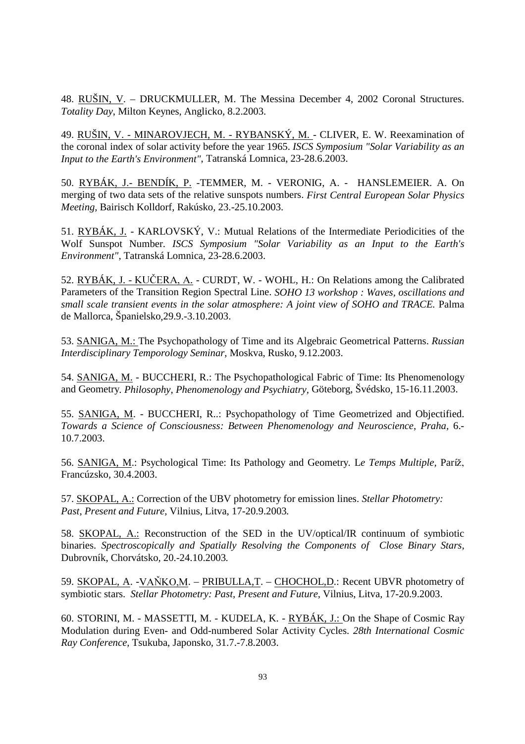48. <u>RUŠIN, V</u>. – DRUCKMULLER, M. The Messina December 4, 2002 Coronal Structures. *Totality Day*, Milton Keynes, Anglicko, 8.2.2003.

49. <u>RUŠIN, V. - MINAROVJECH, M. - RYBANSKÝ, M.</u> - CLIVER, E. W. Reexamination of the coronal index of solar activity before the year 1965. *ISCS Symposium "Solar Variability as an Input to the Earth's Environment"*, Tatranská Lomnica, 23-28.6.2003.

50. <u>RYBÁK, J.- BENDÍK, P.</u> -TEMMER, M. - VERONIG, A. - HANSLEMEIER. A. On merging of two data sets of the relative sunspots numbers. *First Central European Solar Physics Meeting*, Bairisch Kolldorf, Rakúsko, 23.-25.10.2003.

51. <u>RYBÁK, J.</u> - KARLOVSKÝ, V.: Mutual Relations of the Intermediate Periodicities of the Wolf Sunspot Number. *ISCS Symposium "Solar Variability as an Input to the Earth's Environment"*, Tatranská Lomnica, 23-28.6.2003.

52. <u>RYBÁK, J. - KUČERA, A.</u> - CURDT, W. - WOHL, H.: On Relations among the Calibrated Parameters of the Transition Region Spectral Line. *SOHO 13 workshop : Waves, oscillations and small scale transient events in the solar atmosphere: A joint view of SOHO and TRACE.* Palma de Mallorca, Španielsko,29.9.-3.10.2003.

53. <u>SANIGA, M.:</u> The Psychopathology of Time and its Algebraic Geometrical Patterns. *Russian Interdisciplinary Temporology Seminar*, Moskva, Rusko, 9.12.2003.

54. <u>SANIGA, M.</u> - BUCCHERI, R.: The Psychopathological Fabric of Time: Its Phenomenology and Geometry. *Philosophy, Phenomenology and Psychiatry*, Göteborg, Švédsko, 15-16.11.2003.

55. <u>SANIGA, M</u>. - BUCCHERI, R..: Psychopathology of Time Geometrized and Objectified. *Towards a Science of Consciousness: Between Phenomenology and Neuroscience, Praha,* 6.-10.7.2003.

56. <u>SANIGA, M</u>.: Psychological Time: Its Pathology and Geometry. L*e Temps Multiple*, Paríž, Francúzsko, 30.4.2003.

57. <u>SKOPAL, A.:</u> Correction of the UBV photometry for emission lines. *Stellar Photometry: Past, Present and Future*, Vilnius, Litva, 17-20.9.2003*.*

58. <u>SKOPAL, A.:</u> Reconstruction of the SED in the UV/optical/IR continuum of symbiotic binaries. *Spectroscopically and Spatially Resolving the Components of Close Binary Stars*, Dubrovník, Chorvátsko, 20.-24.10.2003*.*

59. <u>SKOPAL, A</u>. -<u>VAŇKO,M</u>. – <u>PRIBULLA,T</u>. – <u>CHOCHOL,D</u>.: Recent UBVR photometry of symbiotic stars. *Stellar Photometry: Past, Present and Future*, Vilnius, Litva, 17-20.9.2003.

60. STORINI, M. - MASSETTI, M. - KUDELA, K. - <u>RYBÁK, J.:</u> On the Shape of Cosmic Ray Modulation during Even- and Odd-numbered Solar Activity Cycles. *28th International Cosmic Ray Conference*, Tsukuba, Japonsko, 31.7.-7.8.2003.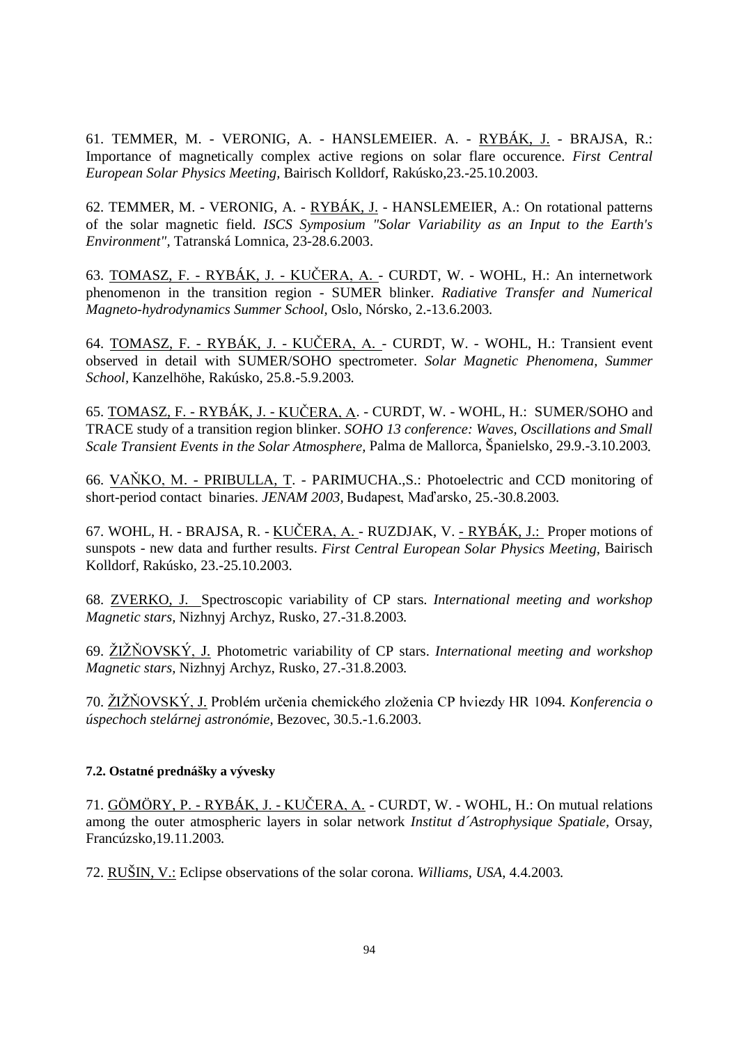61. TEMMER, M. - VERONIG, A. - HANSLEMEIER. A. - RYBÁK, J. - BRAJSA, R.: Importance of magnetically complex active regions on solar flare occurence. *First Central European Solar Physics Meeting,* Bairisch Kolldorf, Rakúsko,23.-25.10.2003.

62. TEMMER, M. - VERONIG, A. - RYBÁK, J. - HANSLEMEIER, A.: On rotational patterns of the solar magnetic field. *ISCS Symposium "Solar Variability as an Input to the Earth's Environment"*, Tatranská Lomnica, 23-28.6.2003.

63. TOMASZ, F. - RYBÁK, J. - KUČERA, A. - CURDT, W. - WOHL, H.: An internetwork phenomenon in the transition region - SUMER blinker. *Radiative Transfer and Numerical Magneto-hydrodynamics Summer School*, Oslo, Nórsko, 2.-13.6.2003.

64. TOMASZ, F. - RYBÁK, J. - KUČERA, A. - CURDT, W. - WOHL, H.: Transient event observed in detail with SUMER/SOHO spectrometer. *Solar Magnetic Phenomena, Summer School*, Kanzelhöhe, Rakúsko, 25.8.-5.9.2003.

65. TOMASZ, F. - RYBÁK, J. - KUČERA, A. - CURDT, W. - WOHL, H.: SUMER/SOHO and TRACE study of a transition region blinker. *SOHO 13 conference: Waves, Oscillations and Small Scale Transient Events in the Solar Atmosphere*, Palma de Mallorca, Španielsko, 29.9.-3.10.2003.

66. VAŇKO, M. - PRIBULLA, T. - PARIMUCHA.,S.: Photoelectric and CCD monitoring of short-period contact binaries. *JENAM 2003*, Budapest, Maďarsko, 25.-30.8.2003.

67. WOHL, H. - BRAJSA, R. - KUČERA, A. - RUZDJAK, V. - RYBÁK, J.: Proper motions of sunspots - new data and further results. *First Central European Solar Physics Meeting*, Bairisch Kolldorf, Rakúsko, 23.-25.10.2003.

68. ZVERKO, J. Spectroscopic variability of CP stars. *International meeting and workshop Magnetic stars*, Nizhnyj Archyz, Rusko, 27.-31.8.2003.

69. ŽIŽŇOVSKÝ, J. Photometric variability of CP stars. *International meeting and workshop Magnetic stars*, Nizhnyj Archyz, Rusko, 27.-31.8.2003.

70. ŽIŽŇOVSKÝ, J. Problém určenia chemického zloženia CP hviezdy HR 1094. *Konferencia o úspechoch stelárnej astronómie*, Bezovec, 30.5.-1.6.2003.

#### 7.2. Ostatné prednášky a vývesky

71. GÖMÖRY, P. - RYBÁK, J. - KUČERA, A. - CURDT, W. - WOHL, H.: On mutual relations among the outer atmospheric layers in solar network *Institut d´Astrophysique Spatiale*, Orsay, Francúzsko,19.11.2003.

72. RUŠIN, V.: Eclipse observations of the solar corona. *Williams, USA*, 4.4.2003.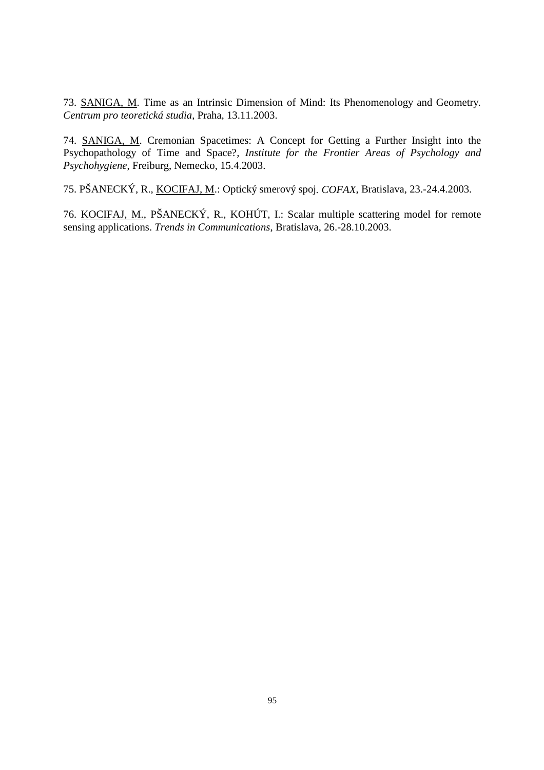73. <u>SANIGA, M</u>. Time as an Intrinsic Dimension of Mind: Its Phenomenology and Geometry. *Centrum pro teoretická studia*, Praha, 13.11.2003.

74. <u>SANIGA, M</u>. Cremonian Spacetimes: A Concept for Getting a Further Insight into the Psychopathology of Time and Space?, *Institute for the Frontier Areas of Psychology and Psychohygiene*, Freiburg, Nemecko, 15.4.2003.

75. PŠANECKÝ, R., <u>KOCIFAJ, M</u>.: Optický smerový spoj. *COFAX*, Bratislava, 23.-24.4.2003.

76. <u>KOCIFAJ, M.</u>, PŠANECKÝ, R., KOHÚT, I.: Scalar multiple scattering model for remote sensing applications. *Trends in Communications*, Bratislava, 26.-28.10.2003.